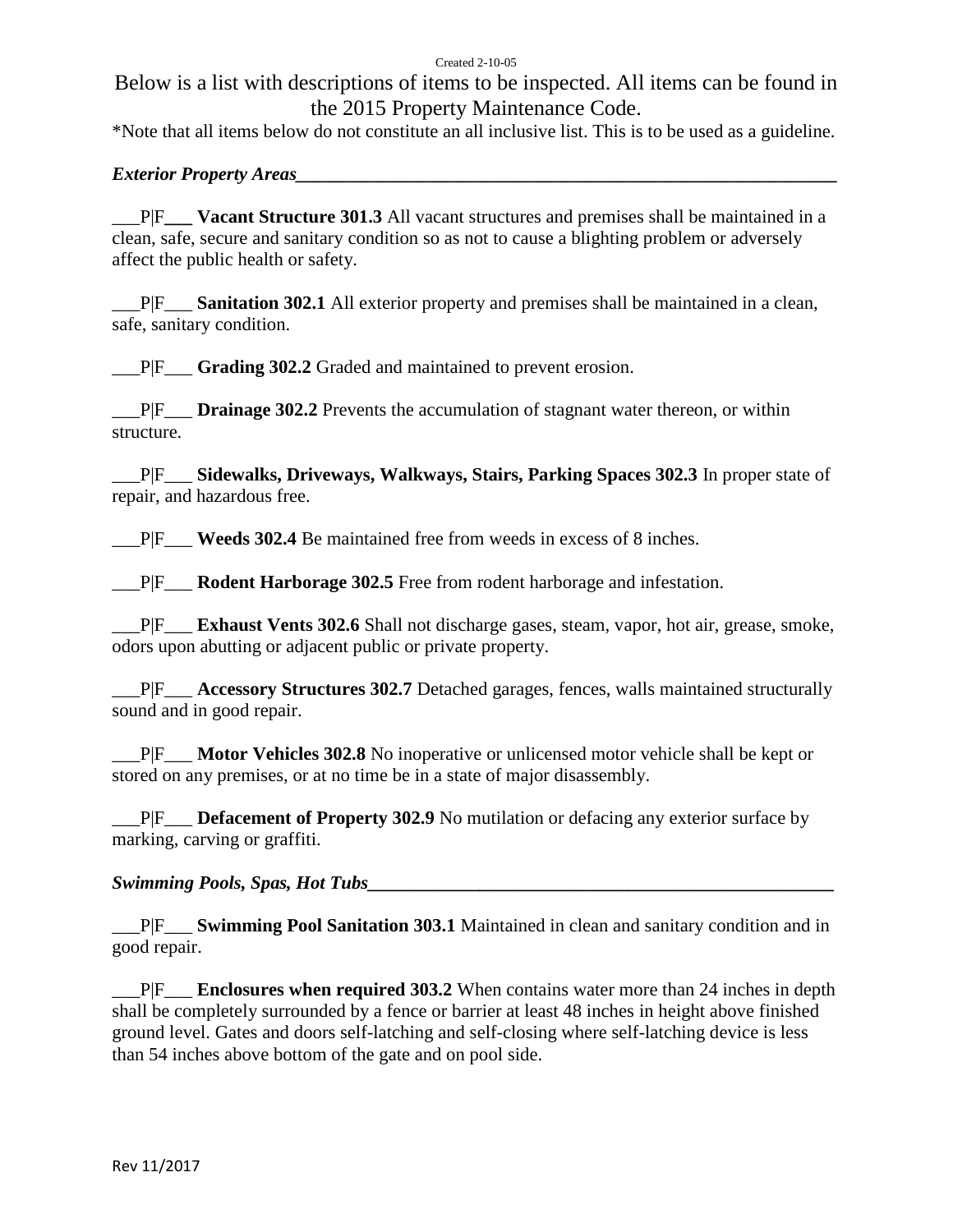Created 2-10-05

Below is a list with descriptions of items to be inspected. All items can be found in the 2015 Property Maintenance Code.

*Note that all items below do not constitute an all inclusive list. This is to be used as a guideline.

## *Exterior Property Areas*

___P|F___ **Vacant Structure 301.3** All vacant structures and premises shall be maintained in a clean, safe, secure and sanitary condition so as not to cause a blighting problem or adversely affect the public health or safety.

___P|F___ **Sanitation 302.1** All exterior property and premises shall be maintained in a clean, safe, sanitary condition.

___P|F___ **Grading 302.2** Graded and maintained to prevent erosion.

___P|F___ **Drainage 302.2** Prevents the accumulation of stagnant water thereon, or within structure.

___P|F___ **Sidewalks, Driveways, Walkways, Stairs, Parking Spaces 302.3** In proper state of repair, and hazardous free.

___P|F___ **Weeds 302.4** Be maintained free from weeds in excess of 8 inches.

___P|F___ **Rodent Harborage 302.5** Free from rodent harborage and infestation.

___P|F___ **Exhaust Vents 302.6** Shall not discharge gases, steam, vapor, hot air, grease, smoke, odors upon abutting or adjacent public or private property.

___P|F___ **Accessory Structures 302.7** Detached garages, fences, walls maintained structurally sound and in good repair.

___P|F___ **Motor Vehicles 302.8** No inoperative or unlicensed motor vehicle shall be kept or stored on any premises, or at no time be in a state of major disassembly.

___P|F___ **Defacement of Property 302.9** No mutilation or defacing any exterior surface by marking, carving or graffiti.

## *Swimming Pools, Spas, Hot Tubs*

___P|F___ **Swimming Pool Sanitation 303.1** Maintained in clean and sanitary condition and in good repair.

___P|F___ **Enclosures when required 303.2** When contains water more than 24 inches in depth shall be completely surrounded by a fence or barrier at least 48 inches in height above finished ground level. Gates and doors self-latching and self-closing where self-latching device is less than 54 inches above bottom of the gate and on pool side.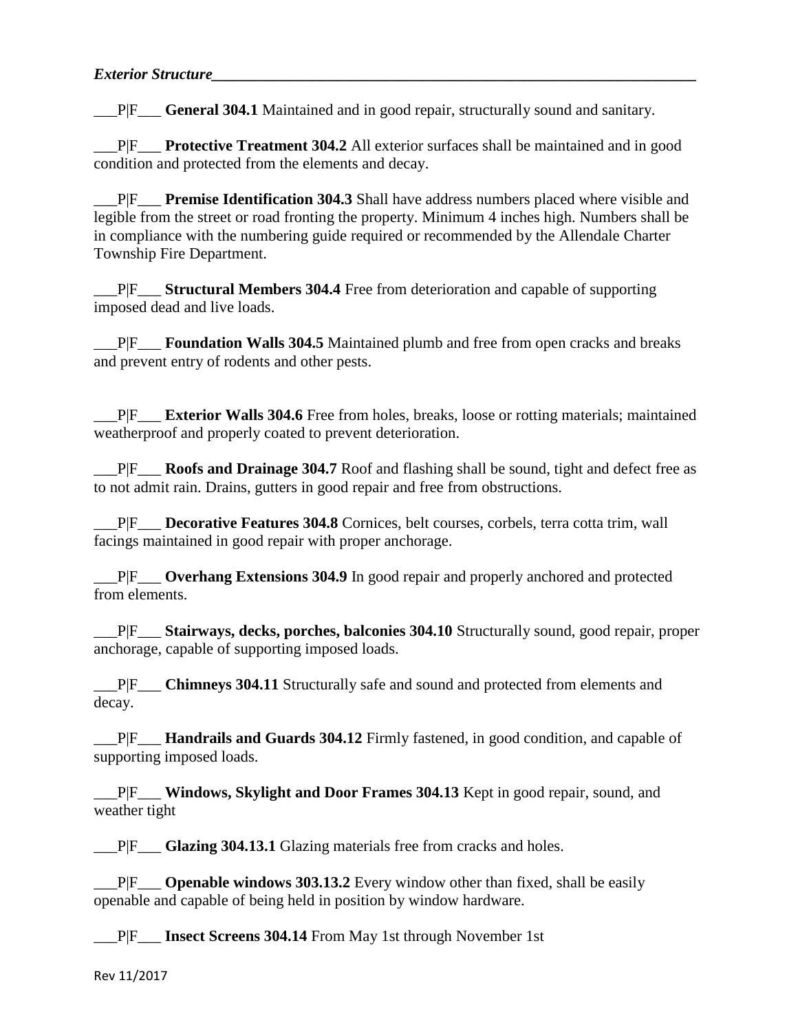***Exterior Structure***___________________________________________________________

___P|F___ **General 304.1** Maintained and in good repair, structurally sound and sanitary.

___P|F___ **Protective Treatment 304.2** All exterior surfaces shall be maintained and in good condition and protected from the elements and decay.

___P|F___ **Premise Identification 304.3** Shall have address numbers placed where visible and legible from the street or road fronting the property. Minimum 4 inches high. Numbers shall be in compliance with the numbering guide required or recommended by the Allendale Charter Township Fire Department.

___P|F___ **Structural Members 304.4** Free from deterioration and capable of supporting imposed dead and live loads.

___P|F___ **Foundation Walls 304.5** Maintained plumb and free from open cracks and breaks and prevent entry of rodents and other pests.

___P|F___ **Exterior Walls 304.6** Free from holes, breaks, loose or rotting materials; maintained weatherproof and properly coated to prevent deterioration.

___P|F___ **Roofs and Drainage 304.7** Roof and flashing shall be sound, tight and defect free as to not admit rain. Drains, gutters in good repair and free from obstructions.

___P|F___ **Decorative Features 304.8** Cornices, belt courses, corbels, terra cotta trim, wall facings maintained in good repair with proper anchorage.

___P|F___ **Overhang Extensions 304.9** In good repair and properly anchored and protected from elements.

___P|F___ **Stairways, decks, porches, balconies 304.10** Structurally sound, good repair, proper anchorage, capable of supporting imposed loads.

___P|F___ **Chimneys 304.11** Structurally safe and sound and protected from elements and decay.

___P|F___ **Handrails and Guards 304.12** Firmly fastened, in good condition, and capable of supporting imposed loads.

___P|F___ **Windows, Skylight and Door Frames 304.13** Kept in good repair, sound, and weather tight

___P|F___ **Glazing 304.13.1** Glazing materials free from cracks and holes.

___P|F___ **Openable windows 303.13.2** Every window other than fixed, shall be easily openable and capable of being held in position by window hardware.

___P|F___ **Insect Screens 304.14** From May 1st through November 1st

Rev 11/2017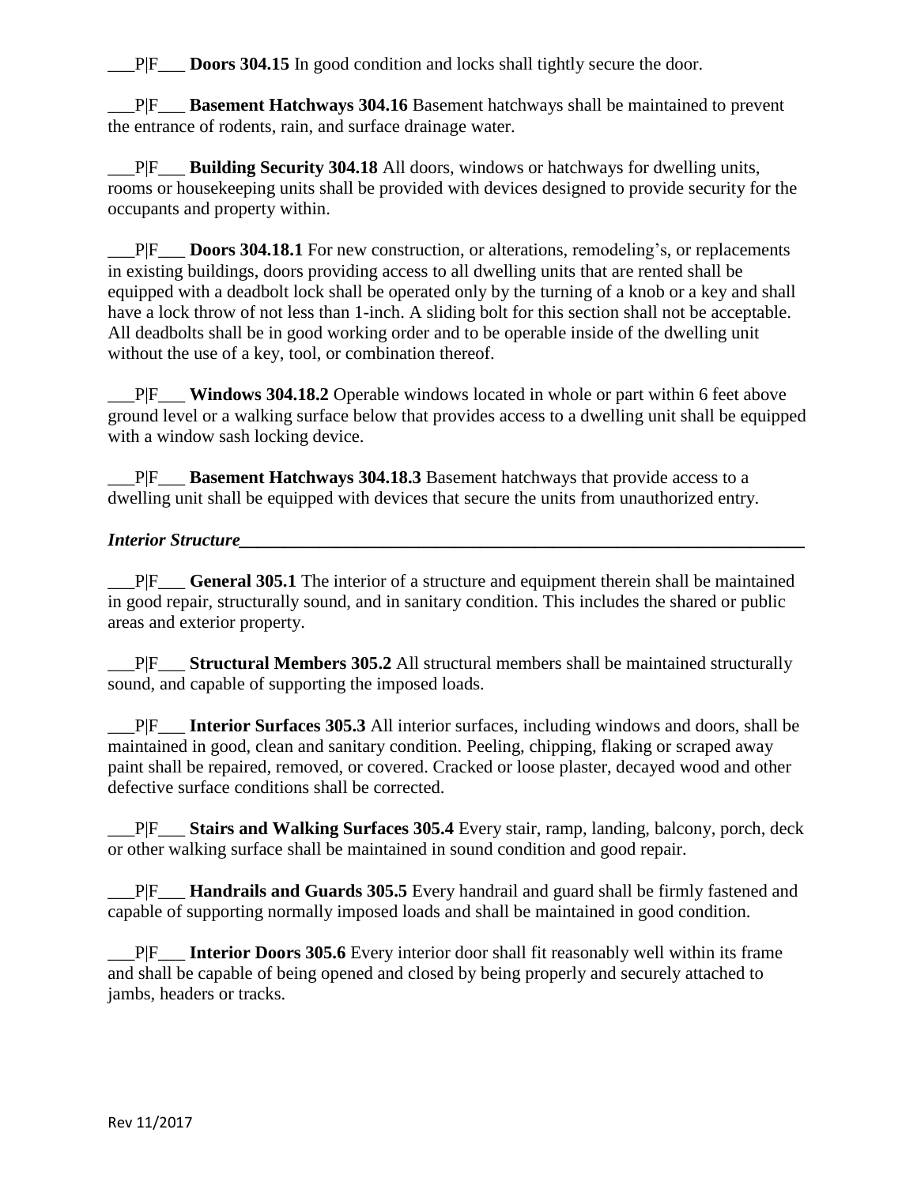___P|F___ **Doors 304.15** In good condition and locks shall tightly secure the door.

___P|F___ **Basement Hatchways 304.16** Basement hatchways shall be maintained to prevent the entrance of rodents, rain, and surface drainage water.

___P|F___ **Building Security 304.18** All doors, windows or hatchways for dwelling units, rooms or housekeeping units shall be provided with devices designed to provide security for the occupants and property within.

___P|F___ **Doors 304.18.1** For new construction, or alterations, remodeling's, or replacements in existing buildings, doors providing access to all dwelling units that are rented shall be equipped with a deadbolt lock shall be operated only by the turning of a knob or a key and shall have a lock throw of not less than 1-inch. A sliding bolt for this section shall not be acceptable. All deadbolts shall be in good working order and to be operable inside of the dwelling unit without the use of a key, tool, or combination thereof.

___P|F___ **Windows 304.18.2** Operable windows located in whole or part within 6 feet above ground level or a walking surface below that provides access to a dwelling unit shall be equipped with a window sash locking device.

___P|F___ **Basement Hatchways 304.18.3** Basement hatchways that provide access to a dwelling unit shall be equipped with devices that secure the units from unauthorized entry.

***Interior Structure***

___P|F___ **General 305.1** The interior of a structure and equipment therein shall be maintained in good repair, structurally sound, and in sanitary condition. This includes the shared or public areas and exterior property.

___P|F___ **Structural Members 305.2** All structural members shall be maintained structurally sound, and capable of supporting the imposed loads.

___P|F___ **Interior Surfaces 305.3** All interior surfaces, including windows and doors, shall be maintained in good, clean and sanitary condition. Peeling, chipping, flaking or scraped away paint shall be repaired, removed, or covered. Cracked or loose plaster, decayed wood and other defective surface conditions shall be corrected.

___P|F___ **Stairs and Walking Surfaces 305.4** Every stair, ramp, landing, balcony, porch, deck or other walking surface shall be maintained in sound condition and good repair.

___P|F___ **Handrails and Guards 305.5** Every handrail and guard shall be firmly fastened and capable of supporting normally imposed loads and shall be maintained in good condition.

___P|F___ **Interior Doors 305.6** Every interior door shall fit reasonably well within its frame and shall be capable of being opened and closed by being properly and securely attached to jambs, headers or tracks.

Rev 11/2017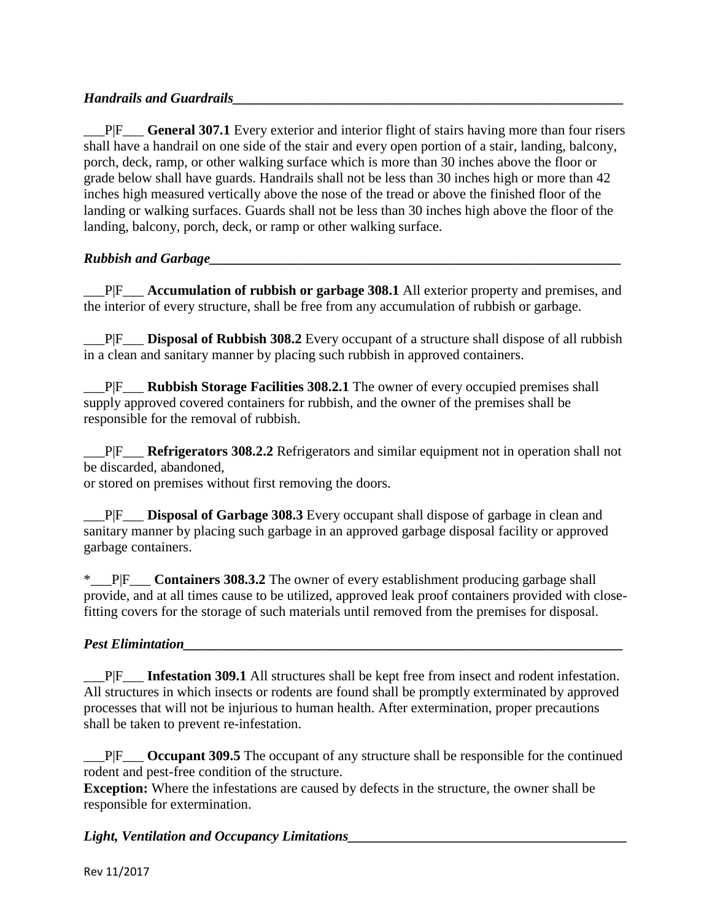### *Handrails and Guardrails*

___P|F___ **General 307.1** Every exterior and interior flight of stairs having more than four risers shall have a handrail on one side of the stair and every open portion of a stair, landing, balcony, porch, deck, ramp, or other walking surface which is more than 30 inches above the floor or grade below shall have guards. Handrails shall not be less than 30 inches high or more than 42 inches high measured vertically above the nose of the tread or above the finished floor of the landing or walking surfaces. Guards shall not be less than 30 inches high above the floor of the landing, balcony, porch, deck, or ramp or other walking surface.

### *Rubbish and Garbage*

___P|F___ **Accumulation of rubbish or garbage 308.1** All exterior property and premises, and the interior of every structure, shall be free from any accumulation of rubbish or garbage.

___P|F___ **Disposal of Rubbish 308.2** Every occupant of a structure shall dispose of all rubbish in a clean and sanitary manner by placing such rubbish in approved containers.

___P|F___ **Rubbish Storage Facilities 308.2.1** The owner of every occupied premises shall supply approved covered containers for rubbish, and the owner of the premises shall be responsible for the removal of rubbish.

___P|F___ **Refrigerators 308.2.2** Refrigerators and similar equipment not in operation shall not be discarded, abandoned,
or stored on premises without first removing the doors.

___P|F___ **Disposal of Garbage 308.3** Every occupant shall dispose of garbage in clean and sanitary manner by placing such garbage in an approved garbage disposal facility or approved garbage containers.

*___P|F___ **Containers 308.3.2** The owner of every establishment producing garbage shall provide, and at all times cause to be utilized, approved leak proof containers provided with close-fitting covers for the storage of such materials until removed from the premises for disposal.

### *Pest Elimintation*

___P|F___ **Infestation 309.1** All structures shall be kept free from insect and rodent infestation. All structures in which insects or rodents are found shall be promptly exterminated by approved processes that will not be injurious to human health. After extermination, proper precautions shall be taken to prevent re-infestation.

___P|F___ **Occupant 309.5** The occupant of any structure shall be responsible for the continued rodent and pest-free condition of the structure.
**Exception:** Where the infestations are caused by defects in the structure, the owner shall be responsible for extermination.

### *Light, Ventilation and Occupancy Limitations*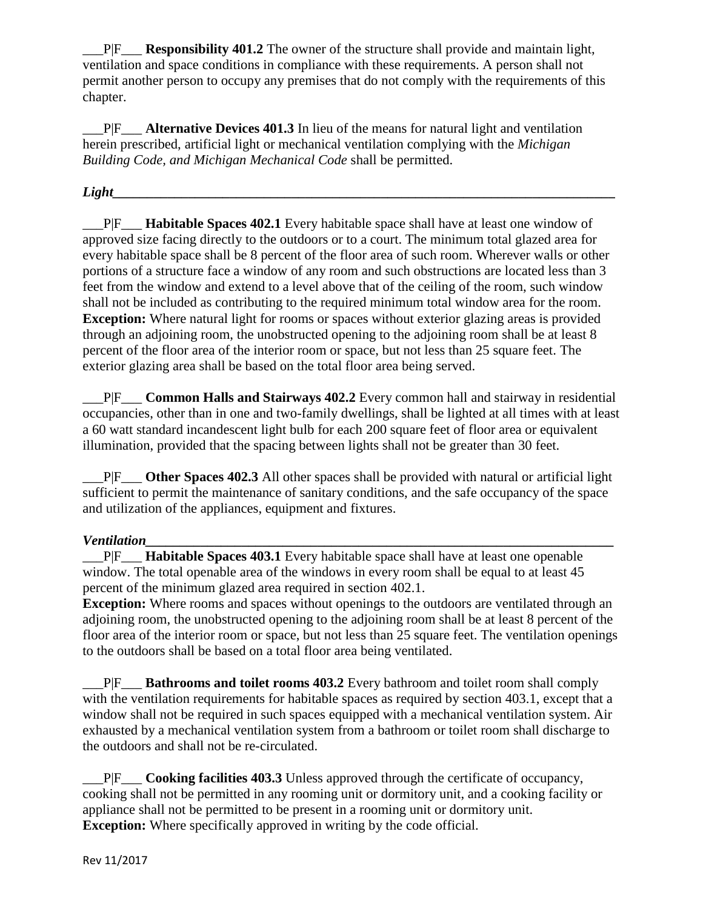___P|F___ **Responsibility 401.2** The owner of the structure shall provide and maintain light, ventilation and space conditions in compliance with these requirements. A person shall not permit another person to occupy any premises that do not comply with the requirements of this chapter.

___P|F___ **Alternative Devices 401.3** In lieu of the means for natural light and ventilation herein prescribed, artificial light or mechanical ventilation complying with the *Michigan Building Code, and Michigan Mechanical Code* shall be permitted.

### ***Light***

___P|F___ **Habitable Spaces 402.1** Every habitable space shall have at least one window of approved size facing directly to the outdoors or to a court. The minimum total glazed area for every habitable space shall be 8 percent of the floor area of such room. Wherever walls or other portions of a structure face a window of any room and such obstructions are located less than 3 feet from the window and extend to a level above that of the ceiling of the room, such window shall not be included as contributing to the required minimum total window area for the room. **Exception:** Where natural light for rooms or spaces without exterior glazing areas is provided through an adjoining room, the unobstructed opening to the adjoining room shall be at least 8 percent of the floor area of the interior room or space, but not less than 25 square feet. The exterior glazing area shall be based on the total floor area being served.

___P|F___ **Common Halls and Stairways 402.2** Every common hall and stairway in residential occupancies, other than in one and two-family dwellings, shall be lighted at all times with at least a 60 watt standard incandescent light bulb for each 200 square feet of floor area or equivalent illumination, provided that the spacing between lights shall not be greater than 30 feet.

___P|F___ **Other Spaces 402.3** All other spaces shall be provided with natural or artificial light sufficient to permit the maintenance of sanitary conditions, and the safe occupancy of the space and utilization of the appliances, equipment and fixtures.

### ***Ventilation***

___P|F___ **Habitable Spaces 403.1** Every habitable space shall have at least one openable window. The total openable area of the windows in every room shall be equal to at least 45 percent of the minimum glazed area required in section 402.1.
**Exception:** Where rooms and spaces without openings to the outdoors are ventilated through an adjoining room, the unobstructed opening to the adjoining room shall be at least 8 percent of the floor area of the interior room or space, but not less than 25 square feet. The ventilation openings to the outdoors shall be based on a total floor area being ventilated.

___P|F___ **Bathrooms and toilet rooms 403.2** Every bathroom and toilet room shall comply with the ventilation requirements for habitable spaces as required by section 403.1, except that a window shall not be required in such spaces equipped with a mechanical ventilation system. Air exhausted by a mechanical ventilation system from a bathroom or toilet room shall discharge to the outdoors and shall not be re-circulated.

___P|F___ **Cooking facilities 403.3** Unless approved through the certificate of occupancy, cooking shall not be permitted in any rooming unit or dormitory unit, and a cooking facility or appliance shall not be permitted to be present in a rooming unit or dormitory unit.
**Exception:** Where specifically approved in writing by the code official.

Rev 11/2017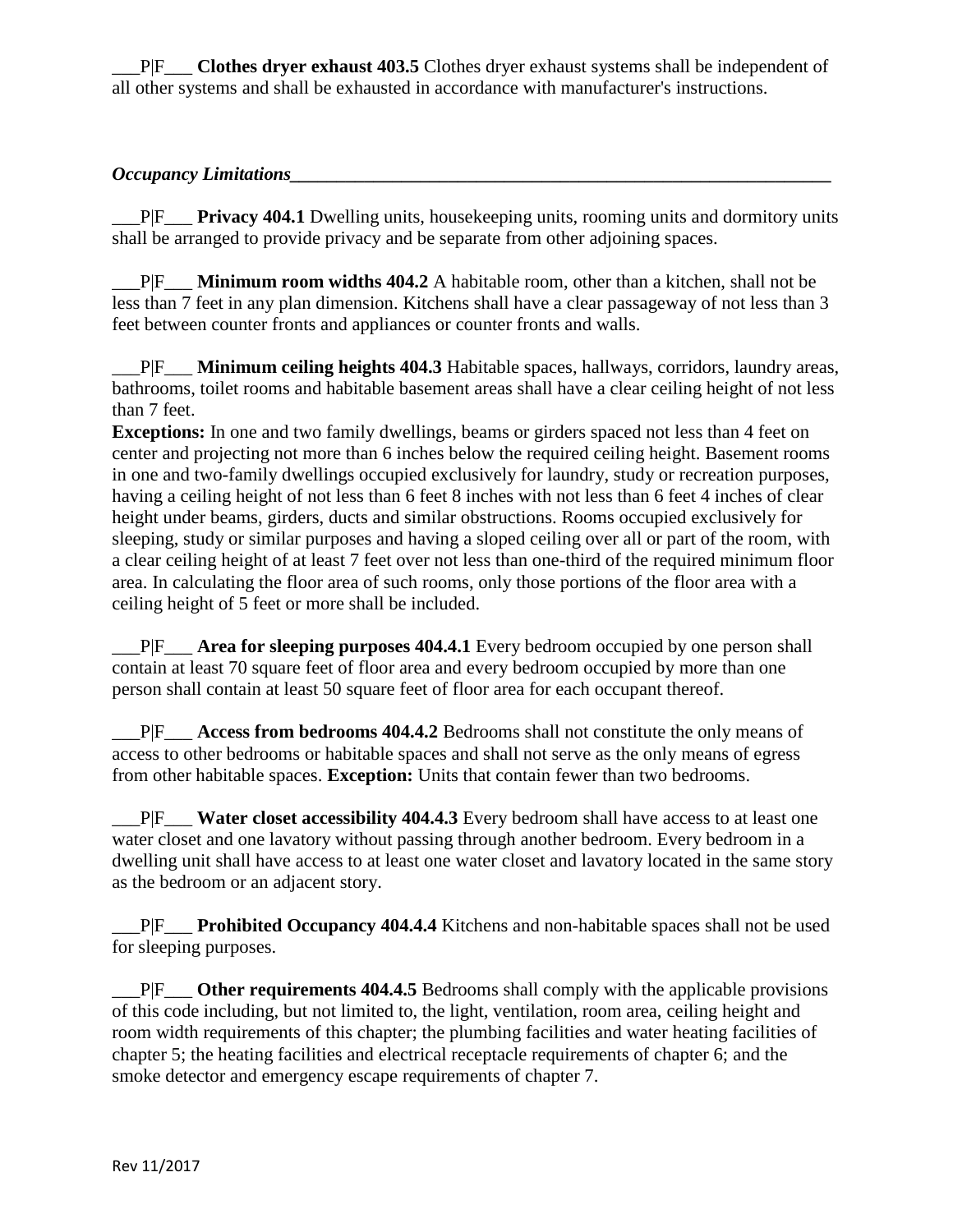\_\_\_P|F\_\_\_ **Clothes dryer exhaust 403.5** Clothes dryer exhaust systems shall be independent of all other systems and shall be exhausted in accordance with manufacturer's instructions.

***Occupancy Limitations***

\_\_\_P|F\_\_\_ **Privacy 404.1** Dwelling units, housekeeping units, rooming units and dormitory units shall be arranged to provide privacy and be separate from other adjoining spaces.

\_\_\_P|F\_\_\_ **Minimum room widths 404.2** A habitable room, other than a kitchen, shall not be less than 7 feet in any plan dimension. Kitchens shall have a clear passageway of not less than 3 feet between counter fronts and appliances or counter fronts and walls.

\_\_\_P|F\_\_\_ **Minimum ceiling heights 404.3** Habitable spaces, hallways, corridors, laundry areas, bathrooms, toilet rooms and habitable basement areas shall have a clear ceiling height of not less than 7 feet.
**Exceptions:** In one and two family dwellings, beams or girders spaced not less than 4 feet on center and projecting not more than 6 inches below the required ceiling height. Basement rooms in one and two-family dwellings occupied exclusively for laundry, study or recreation purposes, having a ceiling height of not less than 6 feet 8 inches with not less than 6 feet 4 inches of clear height under beams, girders, ducts and similar obstructions. Rooms occupied exclusively for sleeping, study or similar purposes and having a sloped ceiling over all or part of the room, with a clear ceiling height of at least 7 feet over not less than one-third of the required minimum floor area. In calculating the floor area of such rooms, only those portions of the floor area with a ceiling height of 5 feet or more shall be included.

\_\_\_P|F\_\_\_ **Area for sleeping purposes 404.4.1** Every bedroom occupied by one person shall contain at least 70 square feet of floor area and every bedroom occupied by more than one person shall contain at least 50 square feet of floor area for each occupant thereof.

\_\_\_P|F\_\_\_ **Access from bedrooms 404.4.2** Bedrooms shall not constitute the only means of access to other bedrooms or habitable spaces and shall not serve as the only means of egress from other habitable spaces. **Exception:** Units that contain fewer than two bedrooms.

\_\_\_P|F\_\_\_ **Water closet accessibility 404.4.3** Every bedroom shall have access to at least one water closet and one lavatory without passing through another bedroom. Every bedroom in a dwelling unit shall have access to at least one water closet and lavatory located in the same story as the bedroom or an adjacent story.

\_\_\_P|F\_\_\_ **Prohibited Occupancy 404.4.4** Kitchens and non-habitable spaces shall not be used for sleeping purposes.

\_\_\_P|F\_\_\_ **Other requirements 404.4.5** Bedrooms shall comply with the applicable provisions of this code including, but not limited to, the light, ventilation, room area, ceiling height and room width requirements of this chapter; the plumbing facilities and water heating facilities of chapter 5; the heating facilities and electrical receptacle requirements of chapter 6; and the smoke detector and emergency escape requirements of chapter 7.

Rev 11/2017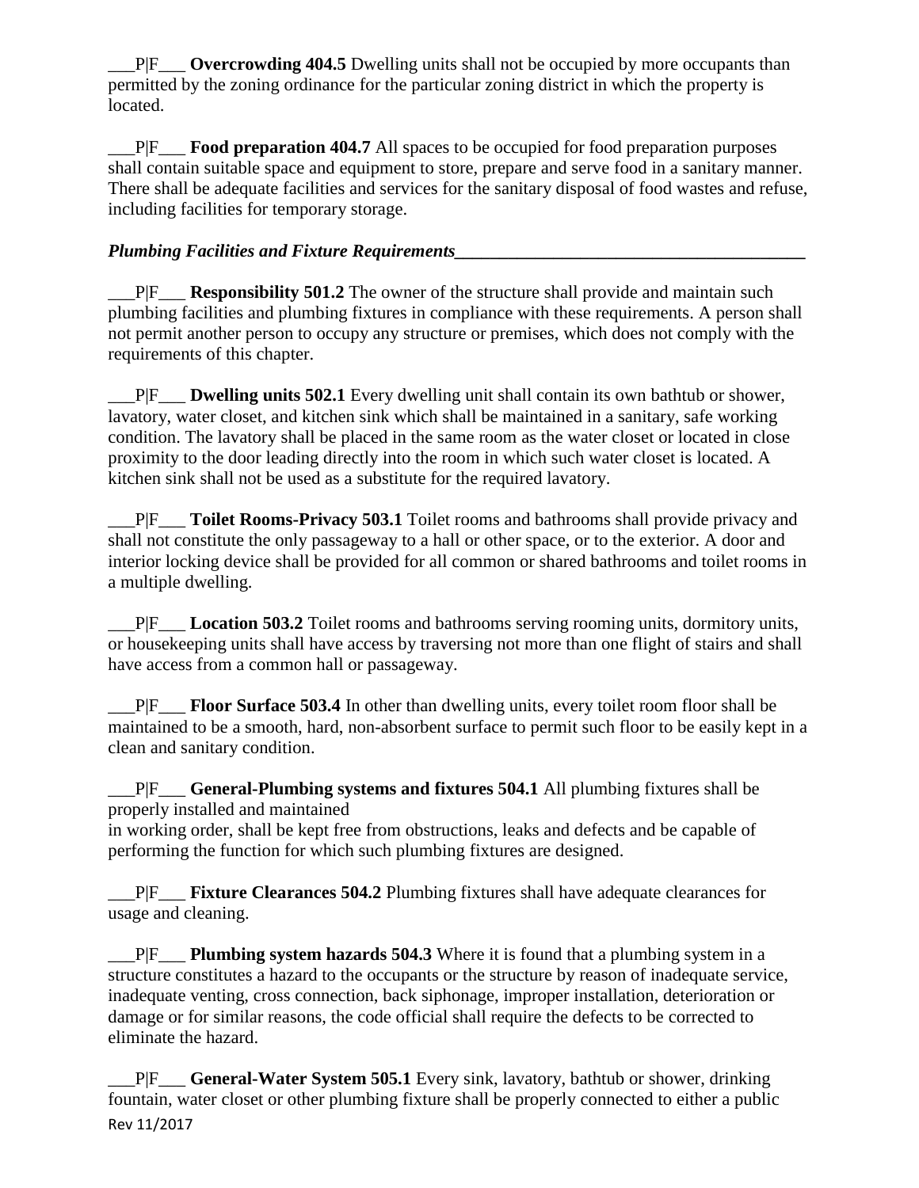___P|F___ **Overcrowding 404.5** Dwelling units shall not be occupied by more occupants than permitted by the zoning ordinance for the particular zoning district in which the property is located.

___P|F___ **Food preparation 404.7** All spaces to be occupied for food preparation purposes shall contain suitable space and equipment to store, prepare and serve food in a sanitary manner. There shall be adequate facilities and services for the sanitary disposal of food wastes and refuse, including facilities for temporary storage.

***Plumbing Facilities and Fixture Requirements***________________________________________

___P|F___ **Responsibility 501.2** The owner of the structure shall provide and maintain such plumbing facilities and plumbing fixtures in compliance with these requirements. A person shall not permit another person to occupy any structure or premises, which does not comply with the requirements of this chapter.

___P|F___ **Dwelling units 502.1** Every dwelling unit shall contain its own bathtub or shower, lavatory, water closet, and kitchen sink which shall be maintained in a sanitary, safe working condition. The lavatory shall be placed in the same room as the water closet or located in close proximity to the door leading directly into the room in which such water closet is located. A kitchen sink shall not be used as a substitute for the required lavatory.

___P|F___ **Toilet Rooms-Privacy 503.1** Toilet rooms and bathrooms shall provide privacy and shall not constitute the only passageway to a hall or other space, or to the exterior. A door and interior locking device shall be provided for all common or shared bathrooms and toilet rooms in a multiple dwelling.

___P|F___ **Location 503.2** Toilet rooms and bathrooms serving rooming units, dormitory units, or housekeeping units shall have access by traversing not more than one flight of stairs and shall have access from a common hall or passageway.

___P|F___ **Floor Surface 503.4** In other than dwelling units, every toilet room floor shall be maintained to be a smooth, hard, non-absorbent surface to permit such floor to be easily kept in a clean and sanitary condition.

___P|F___ **General-Plumbing systems and fixtures 504.1** All plumbing fixtures shall be properly installed and maintained
in working order, shall be kept free from obstructions, leaks and defects and be capable of performing the function for which such plumbing fixtures are designed.

___P|F___ **Fixture Clearances 504.2** Plumbing fixtures shall have adequate clearances for usage and cleaning.

___P|F___ **Plumbing system hazards 504.3** Where it is found that a plumbing system in a structure constitutes a hazard to the occupants or the structure by reason of inadequate service, inadequate venting, cross connection, back siphonage, improper installation, deterioration or damage or for similar reasons, the code official shall require the defects to be corrected to eliminate the hazard.

___P|F___ **General-Water System 505.1** Every sink, lavatory, bathtub or shower, drinking fountain, water closet or other plumbing fixture shall be properly connected to either a public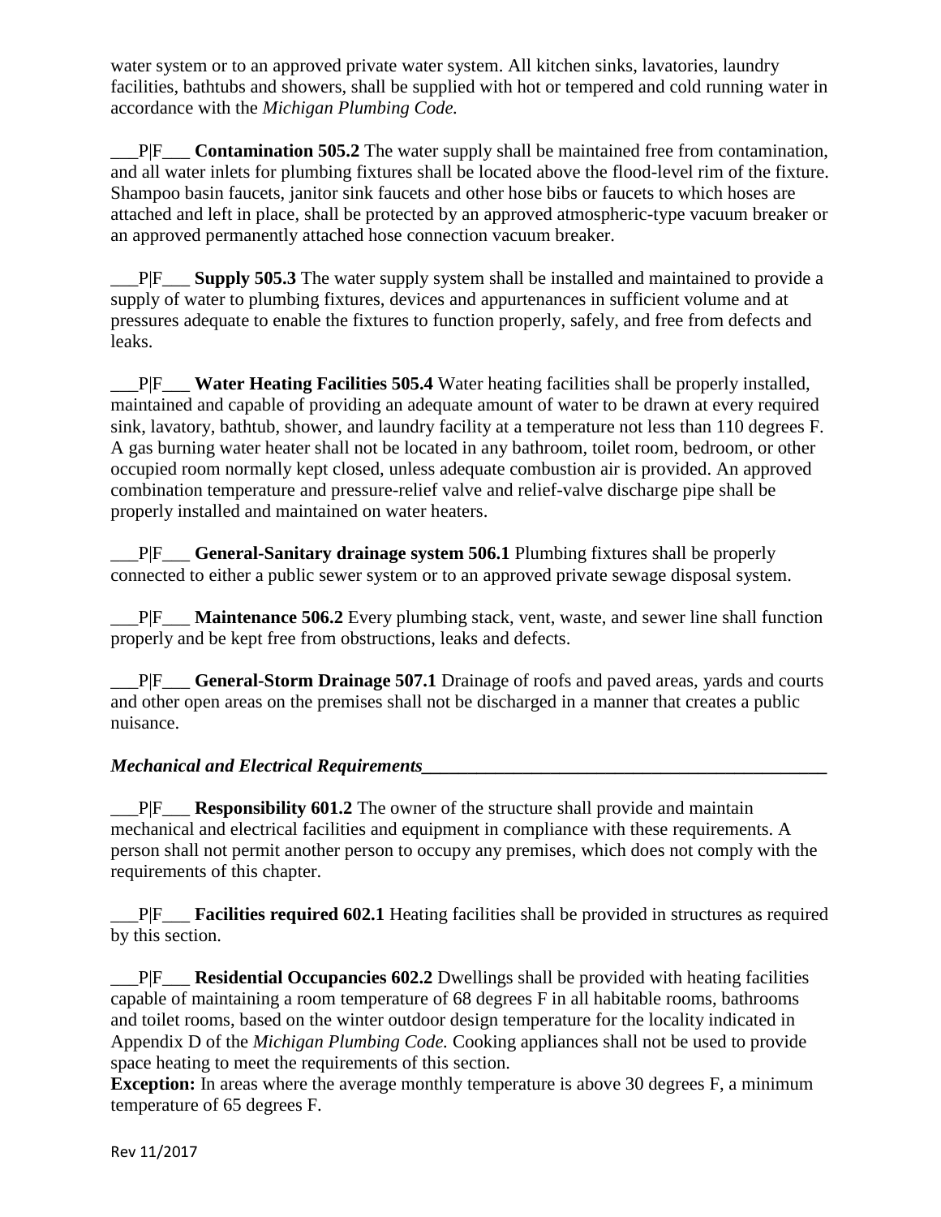water system or to an approved private water system. All kitchen sinks, lavatories, laundry facilities, bathtubs and showers, shall be supplied with hot or tempered and cold running water in accordance with the *Michigan Plumbing Code.*

___P|F___ **Contamination 505.2** The water supply shall be maintained free from contamination, and all water inlets for plumbing fixtures shall be located above the flood-level rim of the fixture. Shampoo basin faucets, janitor sink faucets and other hose bibs or faucets to which hoses are attached and left in place, shall be protected by an approved atmospheric-type vacuum breaker or an approved permanently attached hose connection vacuum breaker.

___P|F___ **Supply 505.3** The water supply system shall be installed and maintained to provide a supply of water to plumbing fixtures, devices and appurtenances in sufficient volume and at pressures adequate to enable the fixtures to function properly, safely, and free from defects and leaks.

___P|F___ **Water Heating Facilities 505.4** Water heating facilities shall be properly installed, maintained and capable of providing an adequate amount of water to be drawn at every required sink, lavatory, bathtub, shower, and laundry facility at a temperature not less than 110 degrees F. A gas burning water heater shall not be located in any bathroom, toilet room, bedroom, or other occupied room normally kept closed, unless adequate combustion air is provided. An approved combination temperature and pressure-relief valve and relief-valve discharge pipe shall be properly installed and maintained on water heaters.

___P|F___ **General-Sanitary drainage system 506.1** Plumbing fixtures shall be properly connected to either a public sewer system or to an approved private sewage disposal system.

___P|F___ **Maintenance 506.2** Every plumbing stack, vent, waste, and sewer line shall function properly and be kept free from obstructions, leaks and defects.

___P|F___ **General-Storm Drainage 507.1** Drainage of roofs and paved areas, yards and courts and other open areas on the premises shall not be discharged in a manner that creates a public nuisance.

***Mechanical and Electrical Requirements***

___P|F___ **Responsibility 601.2** The owner of the structure shall provide and maintain mechanical and electrical facilities and equipment in compliance with these requirements. A person shall not permit another person to occupy any premises, which does not comply with the requirements of this chapter.

___P|F___ **Facilities required 602.1** Heating facilities shall be provided in structures as required by this section.

___P|F___ **Residential Occupancies 602.2** Dwellings shall be provided with heating facilities capable of maintaining a room temperature of 68 degrees F in all habitable rooms, bathrooms and toilet rooms, based on the winter outdoor design temperature for the locality indicated in Appendix D of the *Michigan Plumbing Code.* Cooking appliances shall not be used to provide space heating to meet the requirements of this section.

**Exception:** In areas where the average monthly temperature is above 30 degrees F, a minimum temperature of 65 degrees F.

Rev 11/2017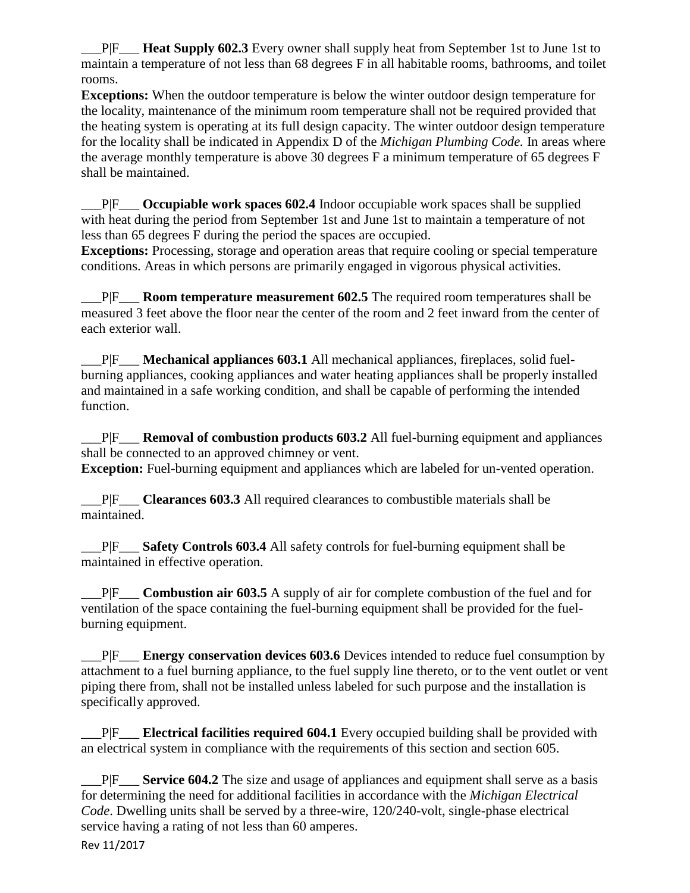\_\_\_P|F\_\_\_ **Heat Supply 602.3** Every owner shall supply heat from September 1st to June 1st to maintain a temperature of not less than 68 degrees F in all habitable rooms, bathrooms, and toilet rooms.

**Exceptions:** When the outdoor temperature is below the winter outdoor design temperature for the locality, maintenance of the minimum room temperature shall not be required provided that the heating system is operating at its full design capacity. The winter outdoor design temperature for the locality shall be indicated in Appendix D of the *Michigan Plumbing Code.* In areas where the average monthly temperature is above 30 degrees F a minimum temperature of 65 degrees F shall be maintained.

\_\_\_P|F\_\_\_ **Occupiable work spaces 602.4** Indoor occupiable work spaces shall be supplied with heat during the period from September 1st and June 1st to maintain a temperature of not less than 65 degrees F during the period the spaces are occupied.

**Exceptions:** Processing, storage and operation areas that require cooling or special temperature conditions. Areas in which persons are primarily engaged in vigorous physical activities.

\_\_\_P|F\_\_\_ **Room temperature measurement 602.5** The required room temperatures shall be measured 3 feet above the floor near the center of the room and 2 feet inward from the center of each exterior wall.

\_\_\_P|F\_\_\_ **Mechanical appliances 603.1** All mechanical appliances, fireplaces, solid fuel-burning appliances, cooking appliances and water heating appliances shall be properly installed and maintained in a safe working condition, and shall be capable of performing the intended function.

\_\_\_P|F\_\_\_ **Removal of combustion products 603.2** All fuel-burning equipment and appliances shall be connected to an approved chimney or vent.

**Exception:** Fuel-burning equipment and appliances which are labeled for un-vented operation.

\_\_\_P|F\_\_\_ **Clearances 603.3** All required clearances to combustible materials shall be maintained.

\_\_\_P|F\_\_\_ **Safety Controls 603.4** All safety controls for fuel-burning equipment shall be maintained in effective operation.

\_\_\_P|F\_\_\_ **Combustion air 603.5** A supply of air for complete combustion of the fuel and for ventilation of the space containing the fuel-burning equipment shall be provided for the fuel-burning equipment.

\_\_\_P|F\_\_\_ **Energy conservation devices 603.6** Devices intended to reduce fuel consumption by attachment to a fuel burning appliance, to the fuel supply line thereto, or to the vent outlet or vent piping there from, shall not be installed unless labeled for such purpose and the installation is specifically approved.

\_\_\_P|F\_\_\_ **Electrical facilities required 604.1** Every occupied building shall be provided with an electrical system in compliance with the requirements of this section and section 605.

\_\_\_P|F\_\_\_ **Service 604.2** The size and usage of appliances and equipment shall serve as a basis for determining the need for additional facilities in accordance with the *Michigan Electrical Code*. Dwelling units shall be served by a three-wire, 120/240-volt, single-phase electrical service having a rating of not less than 60 amperes.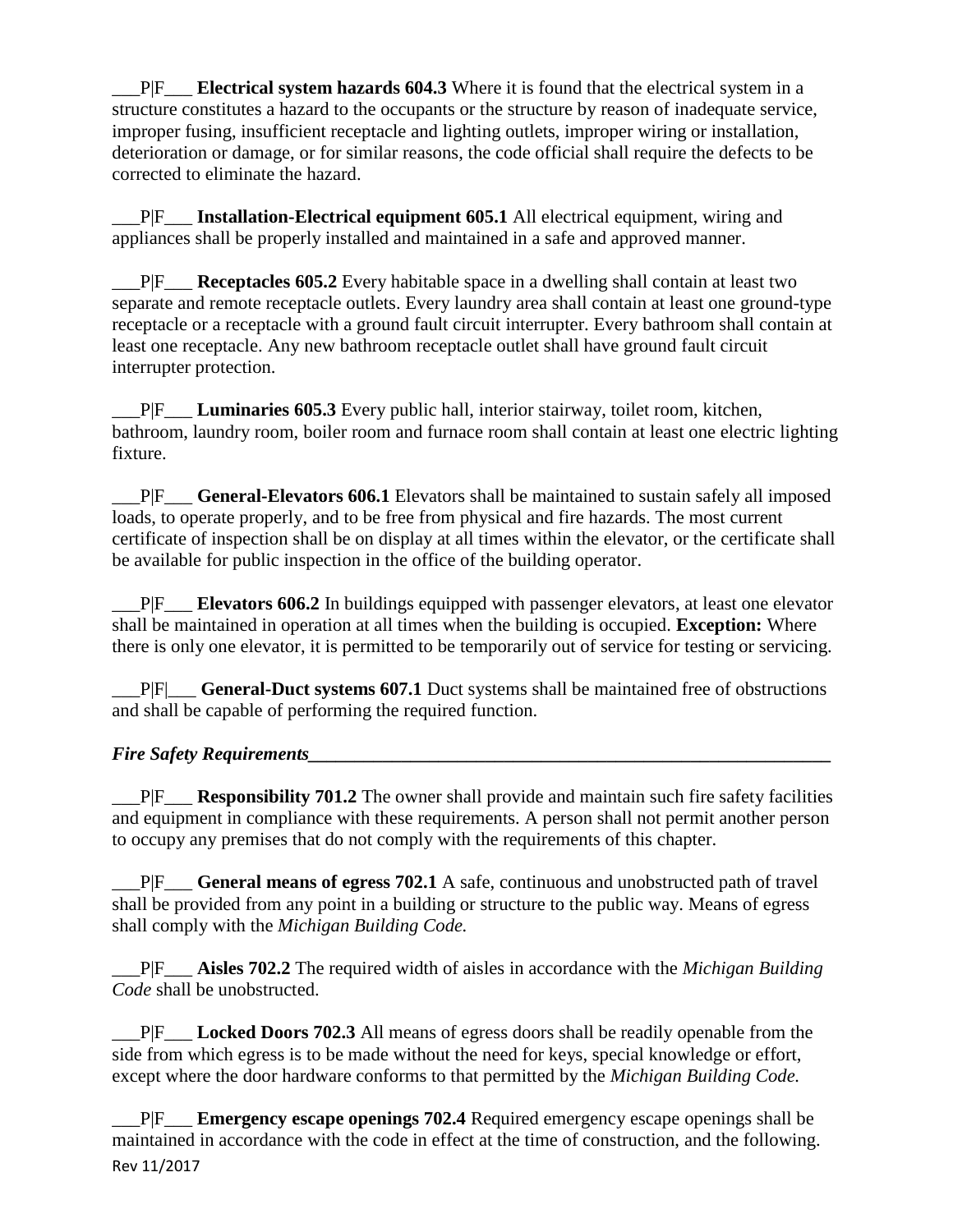\_\_\_P|F\_\_\_ **Electrical system hazards 604.3** Where it is found that the electrical system in a structure constitutes a hazard to the occupants or the structure by reason of inadequate service, improper fusing, insufficient receptacle and lighting outlets, improper wiring or installation, deterioration or damage, or for similar reasons, the code official shall require the defects to be corrected to eliminate the hazard.

___P|F___ **Installation-Electrical equipment 605.1** All electrical equipment, wiring and appliances shall be properly installed and maintained in a safe and approved manner.

___P|F___ **Receptacles 605.2** Every habitable space in a dwelling shall contain at least two separate and remote receptacle outlets. Every laundry area shall contain at least one ground-type receptacle or a receptacle with a ground fault circuit interrupter. Every bathroom shall contain at least one receptacle. Any new bathroom receptacle outlet shall have ground fault circuit interrupter protection.

___P|F___ **Luminaries 605.3** Every public hall, interior stairway, toilet room, kitchen, bathroom, laundry room, boiler room and furnace room shall contain at least one electric lighting fixture.

___P|F___ **General-Elevators 606.1** Elevators shall be maintained to sustain safely all imposed loads, to operate properly, and to be free from physical and fire hazards. The most current certificate of inspection shall be on display at all times within the elevator, or the certificate shall be available for public inspection in the office of the building operator.

___P|F___ **Elevators 606.2** In buildings equipped with passenger elevators, at least one elevator shall be maintained in operation at all times when the building is occupied. **Exception:** Where there is only one elevator, it is permitted to be temporarily out of service for testing or servicing.

___P|F|___ **General-Duct systems 607.1** Duct systems shall be maintained free of obstructions and shall be capable of performing the required function.

***Fire Safety Requirements***

___P|F___ **Responsibility 701.2** The owner shall provide and maintain such fire safety facilities and equipment in compliance with these requirements. A person shall not permit another person to occupy any premises that do not comply with the requirements of this chapter.

___P|F___ **General means of egress 702.1** A safe, continuous and unobstructed path of travel shall be provided from any point in a building or structure to the public way. Means of egress shall comply with the *Michigan Building Code.*

___P|F___ **Aisles 702.2** The required width of aisles in accordance with the *Michigan Building Code* shall be unobstructed.

___P|F___ **Locked Doors 702.3** All means of egress doors shall be readily openable from the side from which egress is to be made without the need for keys, special knowledge or effort, except where the door hardware conforms to that permitted by the *Michigan Building Code.*

___P|F___ **Emergency escape openings 702.4** Required emergency escape openings shall be maintained in accordance with the code in effect at the time of construction, and the following.

Rev 11/2017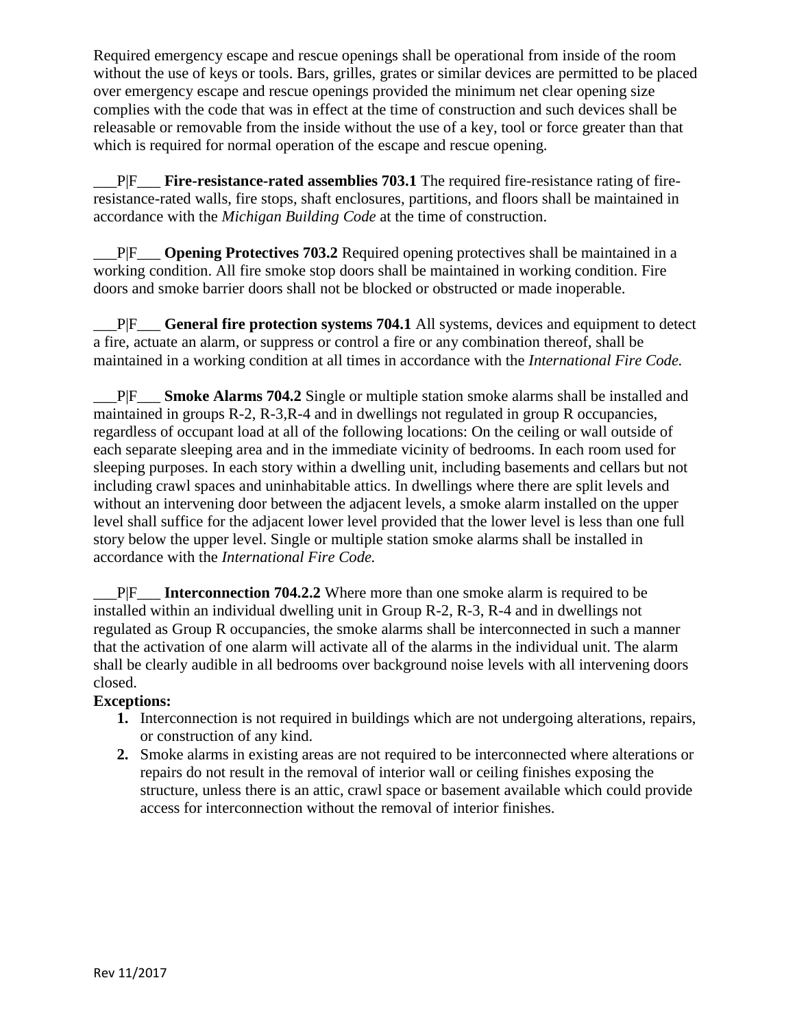Required emergency escape and rescue openings shall be operational from inside of the room without the use of keys or tools. Bars, grilles, grates or similar devices are permitted to be placed over emergency escape and rescue openings provided the minimum net clear opening size complies with the code that was in effect at the time of construction and such devices shall be releasable or removable from the inside without the use of a key, tool or force greater than that which is required for normal operation of the escape and rescue opening.

___P|F___ **Fire-resistance-rated assemblies 703.1** The required fire-resistance rating of fire-resistance-rated walls, fire stops, shaft enclosures, partitions, and floors shall be maintained in accordance with the *Michigan Building Code* at the time of construction.

___P|F___ **Opening Protectives 703.2** Required opening protectives shall be maintained in a working condition. All fire smoke stop doors shall be maintained in working condition. Fire doors and smoke barrier doors shall not be blocked or obstructed or made inoperable.

___P|F___ **General fire protection systems 704.1** All systems, devices and equipment to detect a fire, actuate an alarm, or suppress or control a fire or any combination thereof, shall be maintained in a working condition at all times in accordance with the *International Fire Code.*

___P|F___ **Smoke Alarms 704.2** Single or multiple station smoke alarms shall be installed and maintained in groups R-2, R-3,R-4 and in dwellings not regulated in group R occupancies, regardless of occupant load at all of the following locations: On the ceiling or wall outside of each separate sleeping area and in the immediate vicinity of bedrooms. In each room used for sleeping purposes. In each story within a dwelling unit, including basements and cellars but not including crawl spaces and uninhabitable attics. In dwellings where there are split levels and without an intervening door between the adjacent levels, a smoke alarm installed on the upper level shall suffice for the adjacent lower level provided that the lower level is less than one full story below the upper level. Single or multiple station smoke alarms shall be installed in accordance with the *International Fire Code.*

___P|F___ **Interconnection 704.2.2** Where more than one smoke alarm is required to be installed within an individual dwelling unit in Group R-2, R-3, R-4 and in dwellings not regulated as Group R occupancies, the smoke alarms shall be interconnected in such a manner that the activation of one alarm will activate all of the alarms in the individual unit. The alarm shall be clearly audible in all bedrooms over background noise levels with all intervening doors closed.

**Exceptions:**

1. Interconnection is not required in buildings which are not undergoing alterations, repairs, or construction of any kind.
2. Smoke alarms in existing areas are not required to be interconnected where alterations or repairs do not result in the removal of interior wall or ceiling finishes exposing the structure, unless there is an attic, crawl space or basement available which could provide access for interconnection without the removal of interior finishes.

Rev 11/2017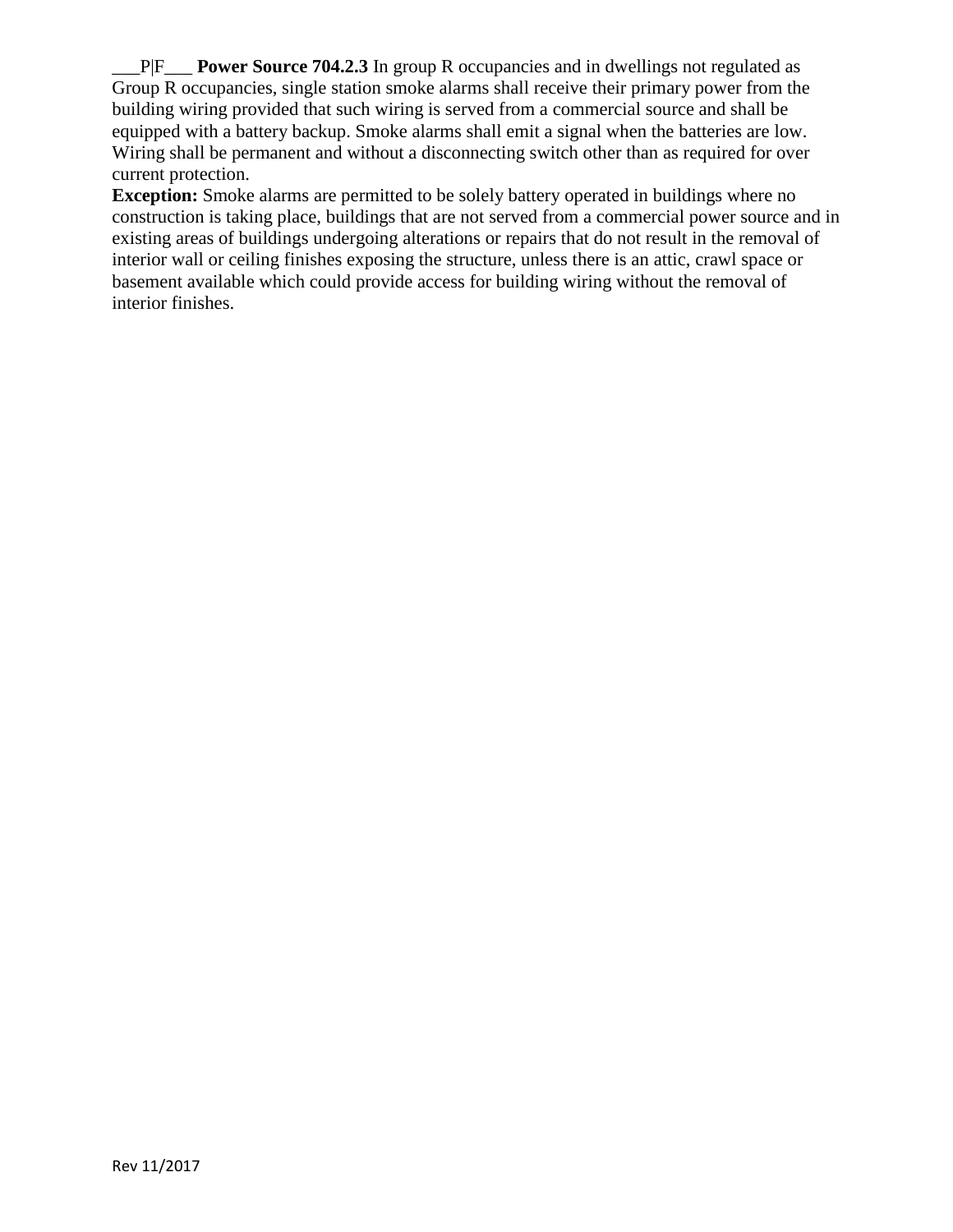___P|F___ **Power Source 704.2.3** In group R occupancies and in dwellings not regulated as Group R occupancies, single station smoke alarms shall receive their primary power from the building wiring provided that such wiring is served from a commercial source and shall be equipped with a battery backup. Smoke alarms shall emit a signal when the batteries are low. Wiring shall be permanent and without a disconnecting switch other than as required for over current protection.

**Exception:** Smoke alarms are permitted to be solely battery operated in buildings where no construction is taking place, buildings that are not served from a commercial power source and in existing areas of buildings undergoing alterations or repairs that do not result in the removal of interior wall or ceiling finishes exposing the structure, unless there is an attic, crawl space or basement available which could provide access for building wiring without the removal of interior finishes.

Rev 11/2017